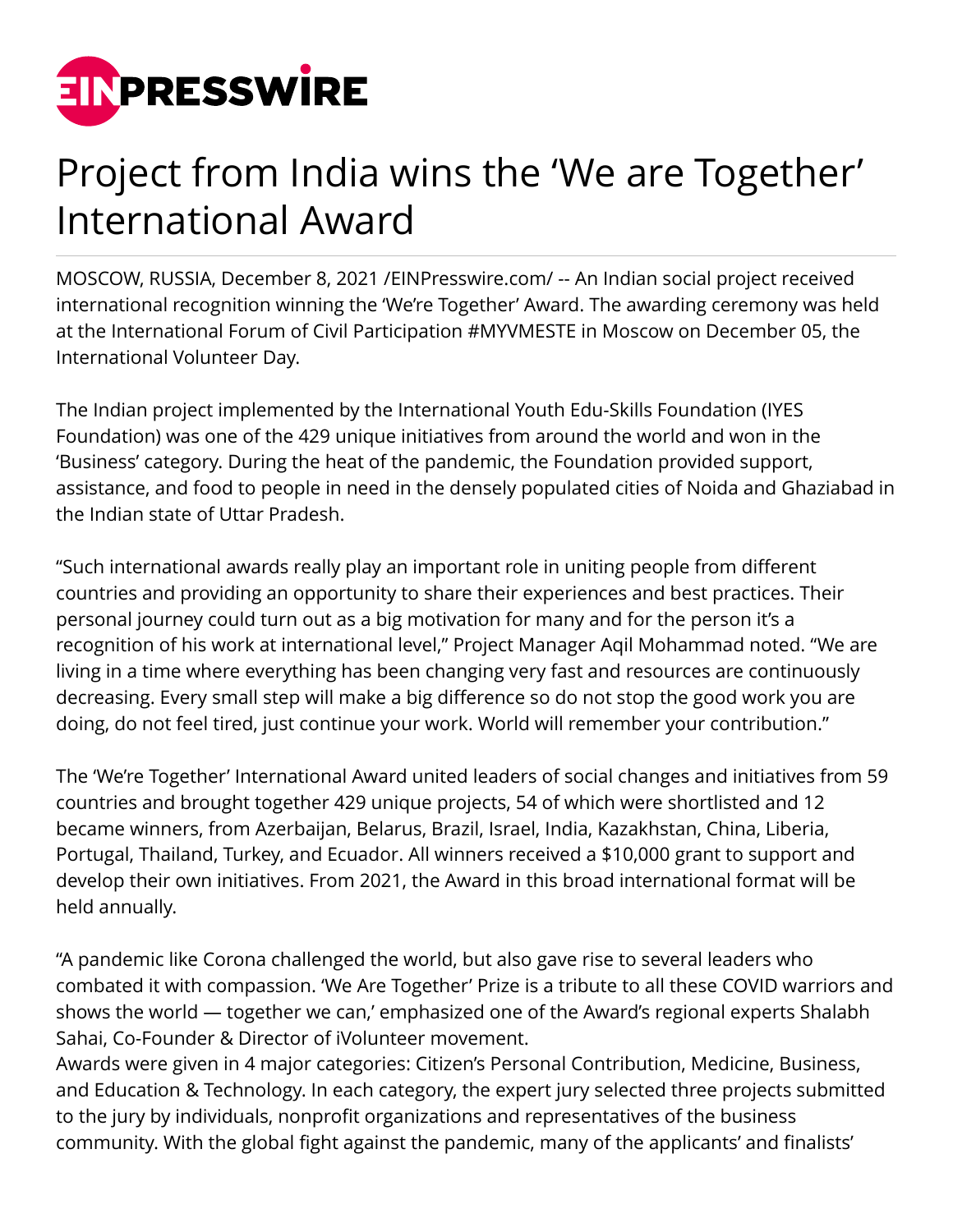# Project from India wins the 'We are Together' International Award

MOSCOW, RUSSIA, December 8, 2021 /EINPresswire.com/ -- An Indian social project received international recognition winning the 'We're Together' Award. The awarding ceremony was held at the International Forum of Civil Participation #MYVMESTE in Moscow on December 05, the International Volunteer Day.

The Indian project implemented by the International Youth Edu-Skills Foundation (IYES Foundation) was one of the 429 unique initiatives from around the world and won in the 'Business' category. During the heat of the pandemic, the Foundation provided support, assistance, and food to people in need in the densely populated cities of Noida and Ghaziabad in the Indian state of Uttar Pradesh.

"Such international awards really play an important role in uniting people from different countries and providing an opportunity to share their experiences and best practices. Their personal journey could turn out as a big motivation for many and for the person it's a recognition of his work at international level," Project Manager Aqil Mohammad noted. "We are living in a time where everything has been changing very fast and resources are continuously decreasing. Every small step will make a big difference so do not stop the good work you are doing, do not feel tired, just continue your work. World will remember your contribution."

The 'We're Together' International Award united leaders of social changes and initiatives from 59 countries and brought together 429 unique projects, 54 of which were shortlisted and 12 became winners, from Azerbaijan, Belarus, Brazil, Israel, India, Kazakhstan, China, Liberia, Portugal, Thailand, Turkey, and Ecuador. All winners received a $10,000 grant to support and develop their own initiatives. From 2021, the Award in this broad international format will be held annually.

"A pandemic like Corona challenged the world, but also gave rise to several leaders who combated it with compassion. 'We Are Together' Prize is a tribute to all these COVID warriors and shows the world — together we can,' emphasized one of the Award's regional experts Shalabh Sahai, Co-Founder & Director of iVolunteer movement.
Awards were given in 4 major categories: Citizen's Personal Contribution, Medicine, Business, and Education & Technology. In each category, the expert jury selected three projects submitted to the jury by individuals, nonprofit organizations and representatives of the business community. With the global fight against the pandemic, many of the applicants' and finalists'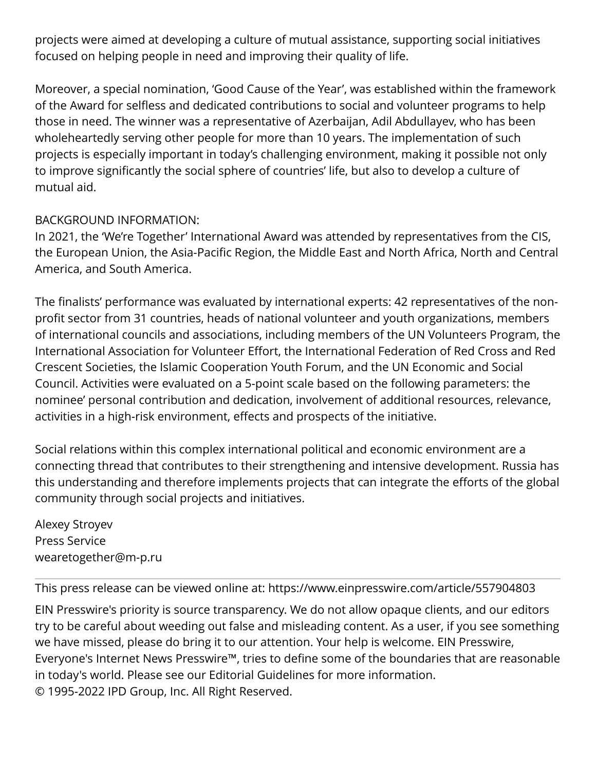projects were aimed at developing a culture of mutual assistance, supporting social initiatives focused on helping people in need and improving their quality of life.

Moreover, a special nomination, 'Good Cause of the Year', was established within the framework of the Award for selfless and dedicated contributions to social and volunteer programs to help those in need. The winner was a representative of Azerbaijan, Adil Abdullayev, who has been wholeheartedly serving other people for more than 10 years. The implementation of such projects is especially important in today's challenging environment, making it possible not only to improve significantly the social sphere of countries' life, but also to develop a culture of mutual aid.

BACKGROUND INFORMATION:
In 2021, the 'We're Together' International Award was attended by representatives from the CIS, the European Union, the Asia-Pacific Region, the Middle East and North Africa, North and Central America, and South America.

The finalists' performance was evaluated by international experts: 42 representatives of the non-profit sector from 31 countries, heads of national volunteer and youth organizations, members of international councils and associations, including members of the UN Volunteers Program, the International Association for Volunteer Effort, the International Federation of Red Cross and Red Crescent Societies, the Islamic Cooperation Youth Forum, and the UN Economic and Social Council. Activities were evaluated on a 5-point scale based on the following parameters: the nominee' personal contribution and dedication, involvement of additional resources, relevance, activities in a high-risk environment, effects and prospects of the initiative.

Social relations within this complex international political and economic environment are a connecting thread that contributes to their strengthening and intensive development. Russia has this understanding and therefore implements projects that can integrate the efforts of the global community through social projects and initiatives.

Alexey Stroyev
Press Service
wearetogether@m-p.ru

---

This press release can be viewed online at: https://www.einpresswire.com/article/557904803

EIN Presswire's priority is source transparency. We do not allow opaque clients, and our editors try to be careful about weeding out false and misleading content. As a user, if you see something we have missed, please do bring it to our attention. Your help is welcome. EIN Presswire, Everyone's Internet News Presswire™, tries to define some of the boundaries that are reasonable in today's world. Please see our Editorial Guidelines for more information.
© 1995-2022 IPD Group, Inc. All Right Reserved.